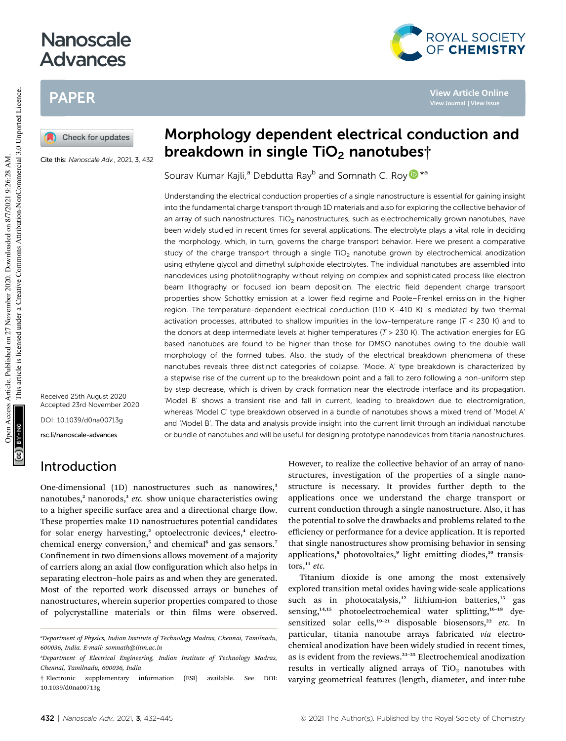# Morphology dependent electrical conduction and breakdown in single $TiO_2$ nanotubes†

Sourav Kumar Kajli,[a] Debdutta Ray[b] and Somnath C. Roy[*a]

Cite this: *Nanoscale Adv.*, 2021, 3, 432

Received 25th August 2020
Accepted 23rd November 2020

DOI: 10.1039/d0na00713g

rsc.li/nanoscale-advances

Understanding the electrical conduction properties of a single nanostructure is essential for gaining insight into the fundamental charge transport through 1D materials and also for exploring the collective behavior of an array of such nanostructures. $TiO_2$ nanostructures, such as electrochemically grown nanotubes, have been widely studied in recent times for several applications. The electrolyte plays a vital role in deciding the morphology, which, in turn, governs the charge transport behavior. Here we present a comparative study of the charge transport through a single $TiO_2$ nanotube grown by electrochemical anodization using ethylene glycol and dimethyl sulphoxide electrolytes. The individual nanotubes are assembled into nanodevices using photolithography without relying on complex and sophisticated process like electron beam lithography or focused ion beam deposition. The electric field dependent charge transport properties show Schottky emission at a lower field regime and Poole–Frenkel emission in the higher region. The temperature-dependent electrical conduction (110 K–410 K) is mediated by two thermal activation processes, attributed to shallow impurities in the low-temperature range ($T$ < 230 K) and to the donors at deep intermediate levels at higher temperatures ($T$ > 230 K). The activation energies for EG based nanotubes are found to be higher than those for DMSO nanotubes owing to the double wall morphology of the formed tubes. Also, the study of the electrical breakdown phenomena of these nanotubes reveals three distinct categories of collapse. 'Model A' type breakdown is characterized by a stepwise rise of the current up to the breakdown point and a fall to zero following a non-uniform step by step decrease, which is driven by crack formation near the electrode interface and its propagation. 'Model B' shows a transient rise and fall in current, leading to breakdown due to electromigration, whereas 'Model C' type breakdown observed in a bundle of nanotubes shows a mixed trend of 'Model A' and 'Model B'. The data and analysis provide insight into the current limit through an individual nanotube or bundle of nanotubes and will be useful for designing prototype nanodevices from titania nanostructures.

## Introduction

One-dimensional (1D) nanostructures such as nanowires,[1] nanotubes,[2] nanorods,[3] *etc.* show unique characteristics owing to a higher specific surface area and a directional charge flow. These properties make 1D nanostructures potential candidates for solar energy harvesting,[2] optoelectronic devices,[4] electrochemical energy conversion,[5] and chemical[6] and gas sensors.[7] Confinement in two dimensions allows movement of a majority of carriers along an axial flow configuration which also helps in separating electron–hole pairs as and when they are generated. Most of the reported work discussed arrays or bunches of nanostructures, wherein superior properties compared to those of polycrystalline materials or thin films were observed. However, to realize the collective behavior of an array of nanostructures, investigation of the properties of a single nanostructure is necessary. It provides further depth to the applications once we understand the charge transport or current conduction through a single nanostructure. Also, it has the potential to solve the drawbacks and problems related to the efficiency or performance for a device application. It is reported that single nanostructures show promising behavior in sensing applications,[8] photovoltaics,[9] light emitting diodes,[10] transistors,[11] *etc.*

Titanium dioxide is one among the most extensively explored transition metal oxides having wide-scale applications such as in photocatalysis,[12] lithium-ion batteries,[13] gas sensing,[14,15] photoelectrochemical water splitting,[16–18] dye-sensitized solar cells,[19–21] disposable biosensors,[22] *etc.* In particular, titania nanotube arrays fabricated *via* electrochemical anodization have been widely studied in recent times, as is evident from the reviews.[23–25] Electrochemical anodization results in vertically aligned arrays of $TiO_2$ nanotubes with varying geometrical features (length, diameter, and inter-tube

[a] Department of Physics, Indian Institute of Technology Madras, Chennai, Tamilnadu, 600036, India. E-mail: somnath@iitm.ac.in

[b] Department of Electrical Engineering, Indian Institute of Technology Madras, Chennai, Tamilnadu, 600036, India

† Electronic supplementary information (ESI) available. See DOI: 10.1039/d0na00713g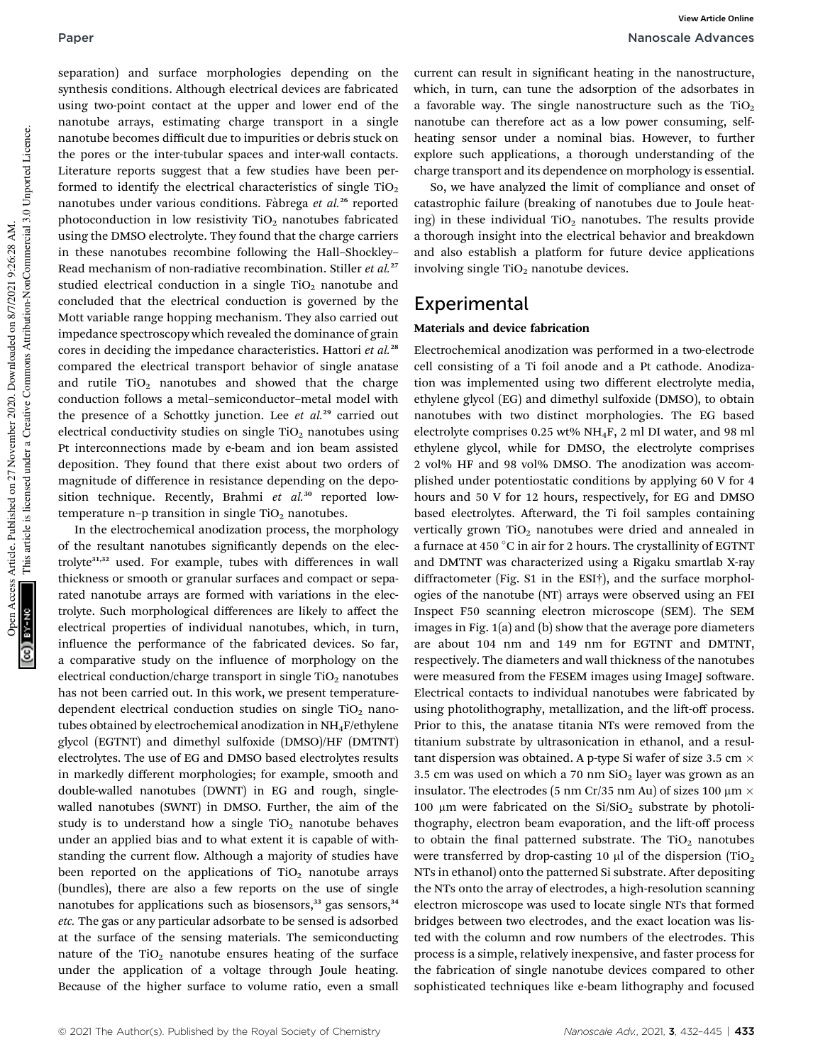separation) and surface morphologies depending on the synthesis conditions. Although electrical devices are fabricated using two-point contact at the upper and lower end of the nanotube arrays, estimating charge transport in a single nanotube becomes difficult due to impurities or debris stuck on the pores or the inter-tubular spaces and inter-wall contacts. Literature reports suggest that a few studies have been performed to identify the electrical characteristics of single $TiO_2$ nanotubes under various conditions. Fàbrega *et al.*[26] reported photoconduction in low resistivity $TiO_2$ nanotubes fabricated using the DMSO electrolyte. They found that the charge carriers in these nanotubes recombine following the Hall–Shockley–Read mechanism of non-radiative recombination. Stiller *et al.*[27] studied electrical conduction in a single $TiO_2$ nanotube and concluded that the electrical conduction is governed by the Mott variable range hopping mechanism. They also carried out impedance spectroscopy which revealed the dominance of grain cores in deciding the impedance characteristics. Hattori *et al.*[28] compared the electrical transport behavior of single anatase and rutile $TiO_2$ nanotubes and showed that the charge conduction follows a metal–semiconductor–metal model with the presence of a Schottky junction. Lee *et al.*[29] carried out electrical conductivity studies on single $TiO_2$ nanotubes using Pt interconnections made by e-beam and ion beam assisted deposition. They found that there exist about two orders of magnitude of difference in resistance depending on the deposition technique. Recently, Brahmi *et al.*[30] reported low-temperature n–p transition in single $TiO_2$ nanotubes.

In the electrochemical anodization process, the morphology of the resultant nanotubes significantly depends on the electrolyte[31,32] used. For example, tubes with differences in wall thickness or smooth or granular surfaces and compact or separated nanotube arrays are formed with variations in the electrolyte. Such morphological differences are likely to affect the electrical properties of individual nanotubes, which, in turn, influence the performance of the fabricated devices. So far, a comparative study on the influence of morphology on the electrical conduction/charge transport in single $TiO_2$ nanotubes has not been carried out. In this work, we present temperature-dependent electrical conduction studies on single $TiO_2$ nanotubes obtained by electrochemical anodization in $NH_4F$/ethylene glycol (EGTNT) and dimethyl sulfoxide (DMSO)/HF (DMTNT) electrolytes. The use of EG and DMSO based electrolytes results in markedly different morphologies; for example, smooth and double-walled nanotubes (DWNT) in EG and rough, single-walled nanotubes (SWNT) in DMSO. Further, the aim of the study is to understand how a single $TiO_2$ nanotube behaves under an applied bias and to what extent it is capable of withstanding the current flow. Although a majority of studies have been reported on the applications of $TiO_2$ nanotube arrays (bundles), there are also a few reports on the use of single nanotubes for applications such as biosensors,[33] gas sensors,[34] *etc.* The gas or any particular adsorbate to be sensed is adsorbed at the surface of the sensing materials. The semiconducting nature of the $TiO_2$ nanotube ensures heating of the surface under the application of a voltage through Joule heating. Because of the higher surface to volume ratio, even a small current can result in significant heating in the nanostructure, which, in turn, can tune the adsorption of the adsorbates in a favorable way. The single nanostructure such as the $TiO_2$ nanotube can therefore act as a low power consuming, self-heating sensor under a nominal bias. However, to further explore such applications, a thorough understanding of the charge transport and its dependence on morphology is essential.

So, we have analyzed the limit of compliance and onset of catastrophic failure (breaking of nanotubes due to Joule heating) in these individual $TiO_2$ nanotubes. The results provide a thorough insight into the electrical behavior and breakdown and also establish a platform for future device applications involving single $TiO_2$ nanotube devices.

## Experimental

### Materials and device fabrication

Electrochemical anodization was performed in a two-electrode cell consisting of a Ti foil anode and a Pt cathode. Anodization was implemented using two different electrolyte media, ethylene glycol (EG) and dimethyl sulfoxide (DMSO), to obtain nanotubes with two distinct morphologies. The EG based electrolyte comprises 0.25 wt% $NH_4F$, 2 ml DI water, and 98 ml ethylene glycol, while for DMSO, the electrolyte comprises 2 vol% HF and 98 vol% DMSO. The anodization was accomplished under potentiostatic conditions by applying 60 V for 4 hours and 50 V for 12 hours, respectively, for EG and DMSO based electrolytes. Afterward, the Ti foil samples containing vertically grown $TiO_2$ nanotubes were dried and annealed in a furnace at 450 °C in air for 2 hours. The crystallinity of EGTNT and DMTNT was characterized using a Rigaku smartlab X-ray diffractometer (Fig. S1 in the ESI†), and the surface morphologies of the nanotube (NT) arrays were observed using an FEI Inspect F50 scanning electron microscope (SEM). The SEM images in Fig. 1(a) and (b) show that the average pore diameters are about 104 nm and 149 nm for EGTNT and DMTNT, respectively. The diameters and wall thickness of the nanotubes were measured from the FESEM images using ImageJ software. Electrical contacts to individual nanotubes were fabricated by using photolithography, metallization, and the lift-off process. Prior to this, the anatase titania NTs were removed from the titanium substrate by ultrasonication in ethanol, and a resultant dispersion was obtained. A p-type Si wafer of size 3.5 cm × 3.5 cm was used on which a 70 nm $SiO_2$ layer was grown as an insulator. The electrodes (5 nm Cr/35 nm Au) of sizes 100 μm × 100 μm were fabricated on the $Si/SiO_2$ substrate by photolithography, electron beam evaporation, and the lift-off process to obtain the final patterned substrate. The $TiO_2$ nanotubes were transferred by drop-casting 10 μl of the dispersion ($TiO_2$ NTs in ethanol) onto the patterned Si substrate. After depositing the NTs onto the array of electrodes, a high-resolution scanning electron microscope was used to locate single NTs that formed bridges between two electrodes, and the exact location was listed with the column and row numbers of the electrodes. This process is a simple, relatively inexpensive, and faster process for the fabrication of single nanotube devices compared to other sophisticated techniques like e-beam lithography and focused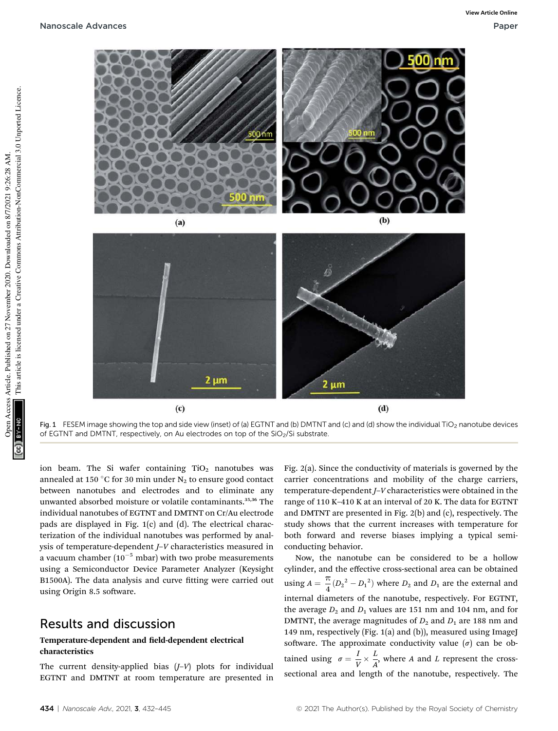Fig. 1 FESEM image showing the top and side view (inset) of (a) EGTNT and (b) DMTNT and (c) and (d) show the individual $TiO_2$ nanotube devices of EGTNT and DMTNT, respectively, on Au electrodes on top of the $SiO_2$/Si substrate.

ion beam. The Si wafer containing $TiO_2$ nanotubes was annealed at 150 °C for 30 min under $N_2$ to ensure good contact between nanotubes and electrodes and to eliminate any unwanted absorbed moisture or volatile contaminants.[35,36] The individual nanotubes of EGTNT and DMTNT on Cr/Au electrode pads are displayed in Fig. 1(c) and (d). The electrical characterization of the individual nanotubes was performed by analysis of temperature-dependent *J*–*V* characteristics measured in a vacuum chamber ($10^{-5}$ mbar) with two probe measurements using a Semiconductor Device Parameter Analyzer (Keysight B1500A). The data analysis and curve fitting were carried out using Origin 8.5 software.

## Results and discussion

### Temperature-dependent and field-dependent electrical characteristics

The current density-applied bias (*J*–*V*) plots for individual EGTNT and DMTNT at room temperature are presented in Fig. 2(a). Since the conductivity of materials is governed by the carrier concentrations and mobility of the charge carriers, temperature-dependent *J*–*V* characteristics were obtained in the range of 110 K–410 K at an interval of 20 K. The data for EGTNT and DMTNT are presented in Fig. 2(b) and (c), respectively. The study shows that the current increases with temperature for both forward and reverse biases implying a typical semiconducting behavior.

Now, the nanotube can be considered to be a hollow cylinder, and the effective cross-sectional area can be obtained using $A = \frac{\pi}{4}(D_2^{\,2} - D_1^{\,2})$ where $D_2$ and $D_1$ are the external and internal diameters of the nanotube, respectively. For EGTNT, the average $D_2$ and $D_1$ values are 151 nm and 104 nm, and for DMTNT, the average magnitudes of $D_2$ and $D_1$ are 188 nm and 149 nm, respectively (Fig. 1(a) and (b)), measured using ImageJ software. The approximate conductivity value ($\sigma$) can be obtained using $\sigma = \frac{I}{V} \times \frac{L}{A}$, where $A$ and $L$ represent the cross-sectional area and length of the nanotube, respectively. The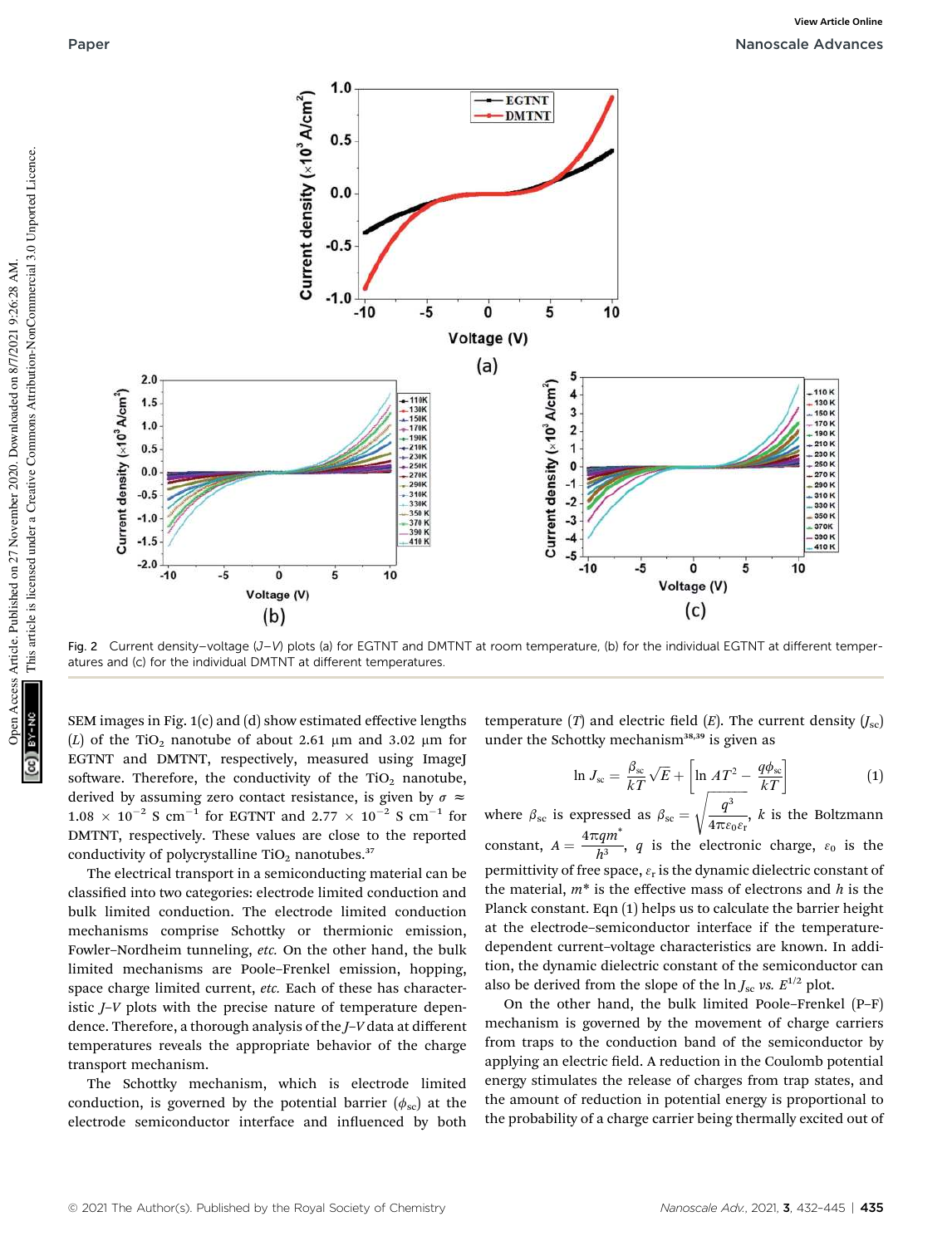Fig. 2 Current density–voltage ($J$–$V$) plots (a) for EGTNT and DMTNT at room temperature, (b) for the individual EGTNT at different temperatures and (c) for the individual DMTNT at different temperatures.

SEM images in Fig. 1(c) and (d) show estimated effective lengths ($L$) of the $TiO_2$ nanotube of about 2.61 μm and 3.02 μm for EGTNT and DMTNT, respectively, measured using ImageJ software. Therefore, the conductivity of the $TiO_2$ nanotube, derived by assuming zero contact resistance, is given by $\sigma \approx 1.08 \times 10^{-2}$ S cm$^{-1}$ for EGTNT and $2.77 \times 10^{-2}$ S cm$^{-1}$ for DMTNT, respectively. These values are close to the reported conductivity of polycrystalline $TiO_2$ nanotubes.[37]

The electrical transport in a semiconducting material can be classified into two categories: electrode limited conduction and bulk limited conduction. The electrode limited conduction mechanisms comprise Schottky or thermionic emission, Fowler–Nordheim tunneling, *etc.* On the other hand, the bulk limited mechanisms are Poole–Frenkel emission, hopping, space charge limited current, *etc.* Each of these has characteristic $J$–$V$ plots with the precise nature of temperature dependence. Therefore, a thorough analysis of the $J$–$V$ data at different temperatures reveals the appropriate behavior of the charge transport mechanism.

The Schottky mechanism, which is electrode limited conduction, is governed by the potential barrier ($\phi_{sc}$) at the electrode semiconductor interface and influenced by both temperature ($T$) and electric field ($E$). The current density ($J_{sc}$) under the Schottky mechanism[38,39] is given as

$$\ln J_{sc} = \frac{\beta_{sc}}{kT}\sqrt{E} + \left[\ln AT^2 - \frac{q\phi_{sc}}{kT}\right] \tag{1}$$

where $\beta_{sc}$ is expressed as $\beta_{sc} = \sqrt{\dfrac{q^3}{4\pi\varepsilon_0\varepsilon_r}}$, $k$ is the Boltzmann constant, $A = \dfrac{4\pi q m^*}{h^3}$, $q$ is the electronic charge, $\varepsilon_0$ is the permittivity of free space, $\varepsilon_r$ is the dynamic dielectric constant of the material, $m^*$ is the effective mass of electrons and $h$ is the Planck constant. Eqn (1) helps us to calculate the barrier height at the electrode–semiconductor interface if the temperature-dependent current–voltage characteristics are known. In addition, the dynamic dielectric constant of the semiconductor can also be derived from the slope of the $\ln J_{sc}$ *vs.* $E^{1/2}$ plot.

On the other hand, the bulk limited Poole–Frenkel (P–F) mechanism is governed by the movement of charge carriers from traps to the conduction band of the semiconductor by applying an electric field. A reduction in the Coulomb potential energy stimulates the release of charges from trap states, and the amount of reduction in potential energy is proportional to the probability of a charge carrier being thermally excited out of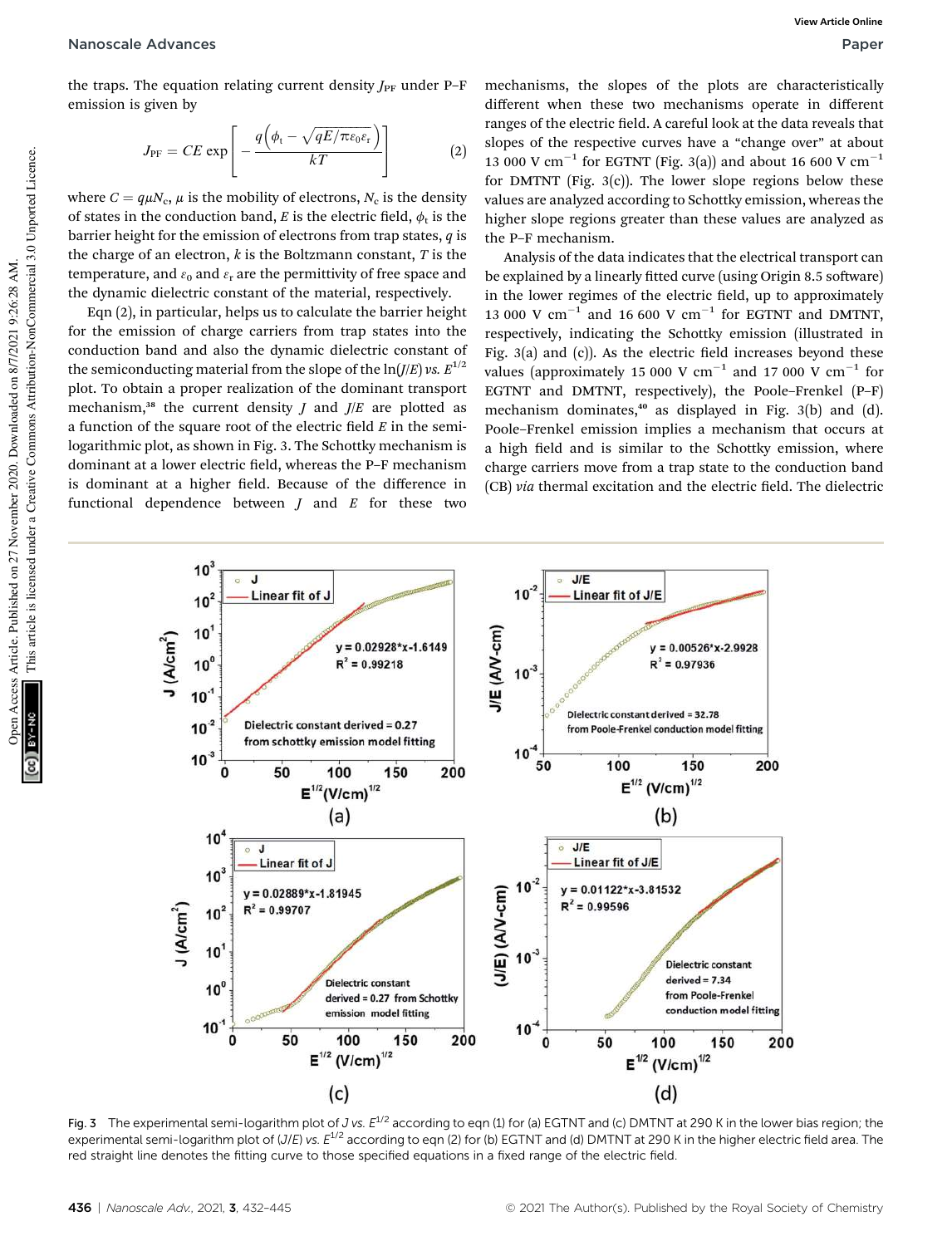the traps. The equation relating current density $J_{PF}$ under P–F emission is given by

$$J_{PF} = CE \exp\left[-\frac{q\left(\phi_t - \sqrt{qE/\pi\varepsilon_0\varepsilon_r}\right)}{kT}\right] \quad (2)$$

where $C = q\mu N_c$, $\mu$ is the mobility of electrons, $N_c$ is the density of states in the conduction band, $E$ is the electric field, $\phi_t$ is the barrier height for the emission of electrons from trap states, $q$ is the charge of an electron, $k$ is the Boltzmann constant, $T$ is the temperature, and $\varepsilon_0$ and $\varepsilon_r$ are the permittivity of free space and the dynamic dielectric constant of the material, respectively.

Eqn (2), in particular, helps us to calculate the barrier height for the emission of charge carriers from trap states into the conduction band and also the dynamic dielectric constant of the semiconducting material from the slope of the ln($J/E$) *vs.* $E^{1/2}$ plot. To obtain a proper realization of the dominant transport mechanism,[38] the current density $J$ and $J/E$ are plotted as a function of the square root of the electric field $E$ in the semi-logarithmic plot, as shown in Fig. 3. The Schottky mechanism is dominant at a lower electric field, whereas the P–F mechanism is dominant at a higher field. Because of the difference in functional dependence between $J$ and $E$ for these two mechanisms, the slopes of the plots are characteristically different when these two mechanisms operate in different ranges of the electric field. A careful look at the data reveals that slopes of the respective curves have a "change over" at about 13 000 V cm$^{-1}$ for EGTNT (Fig. 3(a)) and about 16 600 V cm$^{-1}$ for DMTNT (Fig. 3(c)). The lower slope regions below these values are analyzed according to Schottky emission, whereas the higher slope regions greater than these values are analyzed as the P–F mechanism.

Analysis of the data indicates that the electrical transport can be explained by a linearly fitted curve (using Origin 8.5 software) in the lower regimes of the electric field, up to approximately 13 000 V cm$^{-1}$ and 16 600 V cm$^{-1}$ for EGTNT and DMTNT, respectively, indicating the Schottky emission (illustrated in Fig. 3(a) and (c)). As the electric field increases beyond these values (approximately 15 000 V cm$^{-1}$ and 17 000 V cm$^{-1}$ for EGTNT and DMTNT, respectively), the Poole–Frenkel (P–F) mechanism dominates,[40] as displayed in Fig. 3(b) and (d). Poole–Frenkel emission implies a mechanism that occurs at a high field and is similar to the Schottky emission, where charge carriers move from a trap state to the conduction band (CB) *via* thermal excitation and the electric field. The dielectric

Fig. 3 The experimental semi-logarithm plot of $J$ vs. $E^{1/2}$ according to eqn (1) for (a) EGTNT and (c) DMTNT at 290 K in the lower bias region; the experimental semi-logarithm plot of ($J/E$) vs. $E^{1/2}$ according to eqn (2) for (b) EGTNT and (d) DMTNT at 290 K in the higher electric field area. The red straight line denotes the fitting curve to those specified equations in a fixed range of the electric field.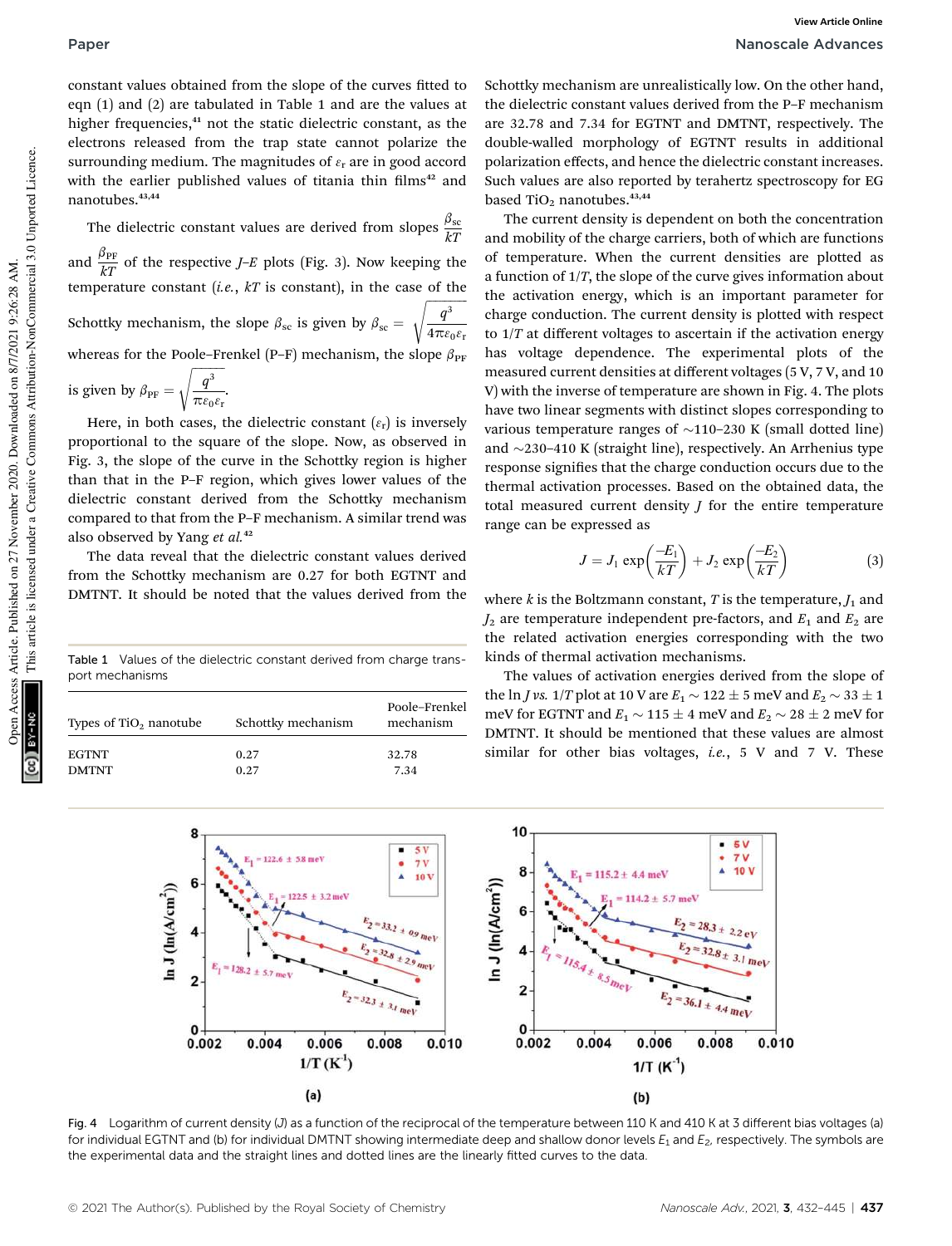constant values obtained from the slope of the curves fitted to eqn (1) and (2) are tabulated in Table 1 and are the values at higher frequencies,[41] not the static dielectric constant, as the electrons released from the trap state cannot polarize the surrounding medium. The magnitudes of $\varepsilon_r$ are in good accord with the earlier published values of titania thin films[42] and nanotubes.[43,44]

The dielectric constant values are derived from slopes $\frac{\beta_{sc}}{kT}$ and $\frac{\beta_{PF}}{kT}$ of the respective *J–E* plots (Fig. 3). Now keeping the temperature constant (*i.e.*, $kT$ is constant), in the case of the Schottky mechanism, the slope $\beta_{sc}$ is given by $\beta_{sc} = \sqrt{\frac{q^3}{4\pi\varepsilon_0\varepsilon_r}}$ whereas for the Poole–Frenkel (P–F) mechanism, the slope $\beta_{PF}$ is given by $\beta_{PF} = \sqrt{\frac{q^3}{\pi\varepsilon_0\varepsilon_r}}$.

Here, in both cases, the dielectric constant ($\varepsilon_r$) is inversely proportional to the square of the slope. Now, as observed in Fig. 3, the slope of the curve in the Schottky region is higher than that in the P–F region, which gives lower values of the dielectric constant derived from the Schottky mechanism compared to that from the P–F mechanism. A similar trend was also observed by Yang *et al.*[42]

The data reveal that the dielectric constant values derived from the Schottky mechanism are 0.27 for both EGTNT and DMTNT. It should be noted that the values derived from the Schottky mechanism are unrealistically low. On the other hand, the dielectric constant values derived from the P–F mechanism are 32.78 and 7.34 for EGTNT and DMTNT, respectively. The double-walled morphology of EGTNT results in additional polarization effects, and hence the dielectric constant increases. Such values are also reported by terahertz spectroscopy for EG based $TiO_2$ nanotubes.[43,44]

Table 1 Values of the dielectric constant derived from charge transport mechanisms

| Types of $TiO_2$ nanotube | Schottky mechanism | Poole–Frenkel mechanism |
|---|---|---|
| EGTNT | 0.27 | 32.78 |
| DMTNT | 0.27 | 7.34 |

The current density is dependent on both the concentration and mobility of the charge carriers, both of which are functions of temperature. When the current densities are plotted as a function of $1/T$, the slope of the curve gives information about the activation energy, which is an important parameter for charge conduction. The current density is plotted with respect to $1/T$ at different voltages to ascertain if the activation energy has voltage dependence. The experimental plots of the measured current densities at different voltages (5 V, 7 V, and 10 V) with the inverse of temperature are shown in Fig. 4. The plots have two linear segments with distinct slopes corresponding to various temperature ranges of ~110–230 K (small dotted line) and ~230–410 K (straight line), respectively. An Arrhenius type response signifies that the charge conduction occurs due to the thermal activation processes. Based on the obtained data, the total measured current density $J$ for the entire temperature range can be expressed as

$$J = J_1 \exp\left(\frac{-E_1}{kT}\right) + J_2 \exp\left(\frac{-E_2}{kT}\right) \tag{3}$$

where $k$ is the Boltzmann constant, $T$ is the temperature, $J_1$ and $J_2$ are temperature independent pre-factors, and $E_1$ and $E_2$ are the related activation energies corresponding with the two kinds of thermal activation mechanisms.

The values of activation energies derived from the slope of the ln $J$ *vs.* $1/T$ plot at 10 V are $E_1 \sim 122 \pm 5$ meV and $E_2 \sim 33 \pm 1$ meV for EGTNT and $E_1 \sim 115 \pm 4$ meV and $E_2 \sim 28 \pm 2$ meV for DMTNT. It should be mentioned that these values are almost similar for other bias voltages, *i.e.*, 5 V and 7 V. These

Fig. 4 Logarithm of current density ($J$) as a function of the reciprocal of the temperature between 110 K and 410 K at 3 different bias voltages (a) for individual EGTNT and (b) for individual DMTNT showing intermediate deep and shallow donor levels $E_1$ and $E_2$, respectively. The symbols are the experimental data and the straight lines and dotted lines are the linearly fitted curves to the data.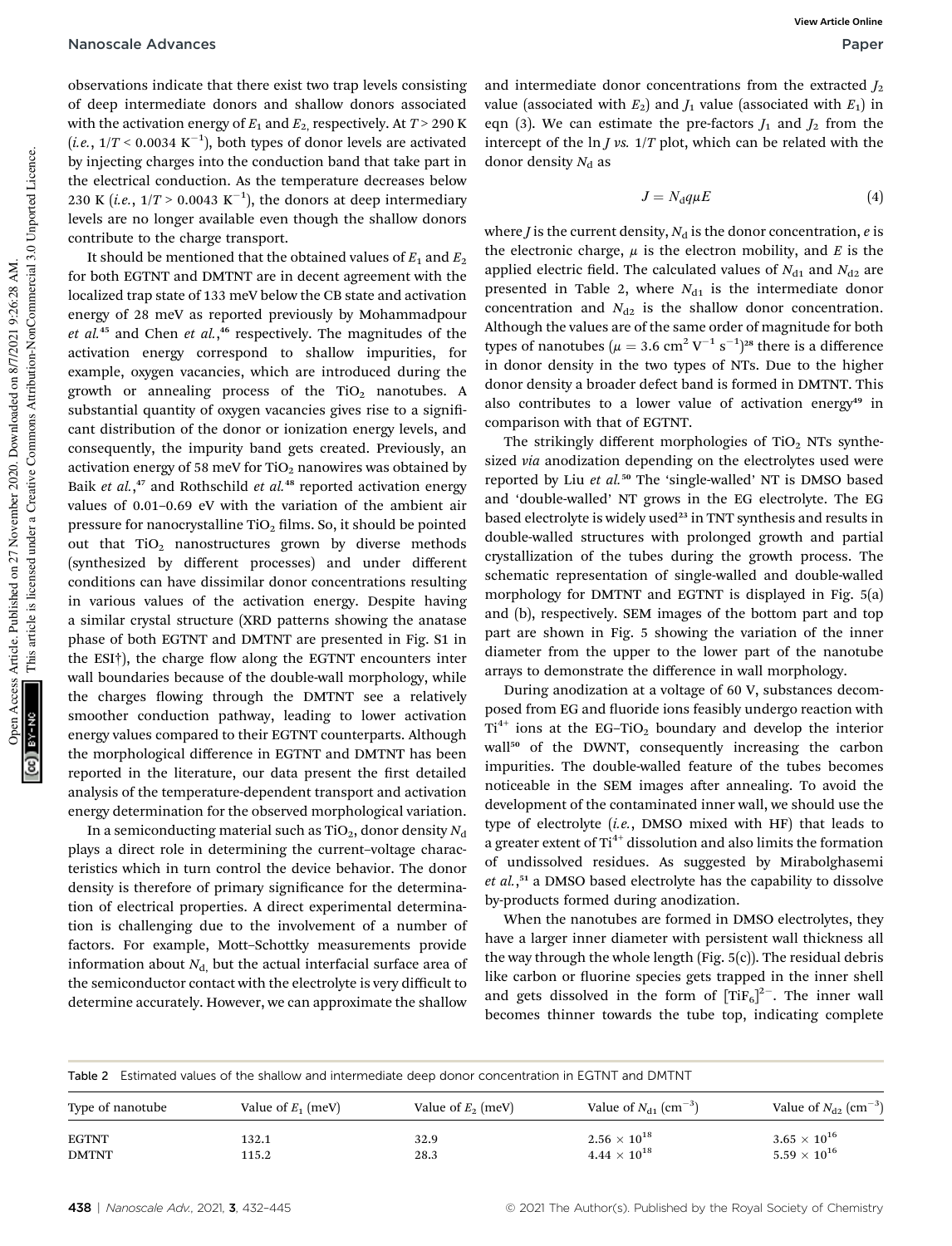observations indicate that there exist two trap levels consisting of deep intermediate donors and shallow donors associated with the activation energy of $E_1$ and $E_2$, respectively. At $T > 290$ K (*i.e.*, $1/T < 0.0034$ K$^{-1}$), both types of donor levels are activated by injecting charges into the conduction band that take part in the electrical conduction. As the temperature decreases below 230 K (*i.e.*, $1/T > 0.0043$ K$^{-1}$), the donors at deep intermediary levels are no longer available even though the shallow donors contribute to the charge transport.

It should be mentioned that the obtained values of $E_1$ and $E_2$ for both EGTNT and DMTNT are in decent agreement with the localized trap state of 133 meV below the CB state and activation energy of 28 meV as reported previously by Mohammadpour *et al.*[45] and Chen *et al.*,[46] respectively. The magnitudes of the activation energy correspond to shallow impurities, for example, oxygen vacancies, which are introduced during the growth or annealing process of the $TiO_2$ nanotubes. A substantial quantity of oxygen vacancies gives rise to a significant distribution of the donor or ionization energy levels, and consequently, the impurity band gets created. Previously, an activation energy of 58 meV for $TiO_2$ nanowires was obtained by Baik *et al.*,[47] and Rothschild *et al.*[48] reported activation energy values of 0.01–0.69 eV with the variation of the ambient air pressure for nanocrystalline $TiO_2$ films. So, it should be pointed out that $TiO_2$ nanostructures grown by diverse methods (synthesized by different processes) and under different conditions can have dissimilar donor concentrations resulting in various values of the activation energy. Despite having a similar crystal structure (XRD patterns showing the anatase phase of both EGTNT and DMTNT are presented in Fig. S1 in the ESI†), the charge flow along the EGTNT encounters inter wall boundaries because of the double-wall morphology, while the charges flowing through the DMTNT see a relatively smoother conduction pathway, leading to lower activation energy values compared to their EGTNT counterparts. Although the morphological difference in EGTNT and DMTNT has been reported in the literature, our data present the first detailed analysis of the temperature-dependent transport and activation energy determination for the observed morphological variation.

In a semiconducting material such as $TiO_2$, donor density $N_d$ plays a direct role in determining the current–voltage characteristics which in turn control the device behavior. The donor density is therefore of primary significance for the determination of electrical properties. A direct experimental determination is challenging due to the involvement of a number of factors. For example, Mott–Schottky measurements provide information about $N_d$, but the actual interfacial surface area of the semiconductor contact with the electrolyte is very difficult to determine accurately. However, we can approximate the shallow and intermediate donor concentrations from the extracted $J_2$ value (associated with $E_2$) and $J_1$ value (associated with $E_1$) in eqn (3). We can estimate the pre-factors $J_1$ and $J_2$ from the intercept of the ln $J$ *vs.* $1/T$ plot, which can be related with the donor density $N_d$ as

$$J = N_d q \mu E \tag{4}$$

where $J$ is the current density, $N_d$ is the donor concentration, $e$ is the electronic charge, $\mu$ is the electron mobility, and $E$ is the applied electric field. The calculated values of $N_{d1}$ and $N_{d2}$ are presented in Table 2, where $N_{d1}$ is the intermediate donor concentration and $N_{d2}$ is the shallow donor concentration. Although the values are of the same order of magnitude for both types of nanotubes ($\mu = 3.6$ cm$^2$ V$^{-1}$ s$^{-1}$)[28] there is a difference in donor density in the two types of NTs. Due to the higher donor density a broader defect band is formed in DMTNT. This also contributes to a lower value of activation energy[49] in comparison with that of EGTNT.

The strikingly different morphologies of $TiO_2$ NTs synthesized *via* anodization depending on the electrolytes used were reported by Liu *et al.*[50] The 'single-walled' NT is DMSO based and 'double-walled' NT grows in the EG electrolyte. The EG based electrolyte is widely used[23] in TNT synthesis and results in double-walled structures with prolonged growth and partial crystallization of the tubes during the growth process. The schematic representation of single-walled and double-walled morphology for DMTNT and EGTNT is displayed in Fig. 5(a) and (b), respectively. SEM images of the bottom part and top part are shown in Fig. 5 showing the variation of the inner diameter from the upper to the lower part of the nanotube arrays to demonstrate the difference in wall morphology.

During anodization at a voltage of 60 V, substances decomposed from EG and fluoride ions feasibly undergo reaction with $Ti^{4+}$ ions at the EG–$TiO_2$ boundary and develop the interior wall[50] of the DWNT, consequently increasing the carbon impurities. The double-walled feature of the tubes becomes noticeable in the SEM images after annealing. To avoid the development of the contaminated inner wall, we should use the type of electrolyte (*i.e.*, DMSO mixed with HF) that leads to a greater extent of $Ti^{4+}$ dissolution and also limits the formation of undissolved residues. As suggested by Mirabolghasemi *et al.*,[51] a DMSO based electrolyte has the capability to dissolve by-products formed during anodization.

When the nanotubes are formed in DMSO electrolytes, they have a larger inner diameter with persistent wall thickness all the way through the whole length (Fig. 5(c)). The residual debris like carbon or fluorine species gets trapped in the inner shell and gets dissolved in the form of $[TiF_6]^{2-}$. The inner wall becomes thinner towards the tube top, indicating complete

Table 2 Estimated values of the shallow and intermediate deep donor concentration in EGTNT and DMTNT

| Type of nanotube | Value of $E_1$ (meV) | Value of $E_2$ (meV) | Value of $N_{d1}$ (cm$^{-3}$) | Value of $N_{d2}$ (cm$^{-3}$) |
|---|---|---|---|---|
| EGTNT | 132.1 | 32.9 | $2.56 \times 10^{18}$ | $3.65 \times 10^{16}$ |
| DMTNT | 115.2 | 28.3 | $4.44 \times 10^{18}$ | $5.59 \times 10^{16}$ |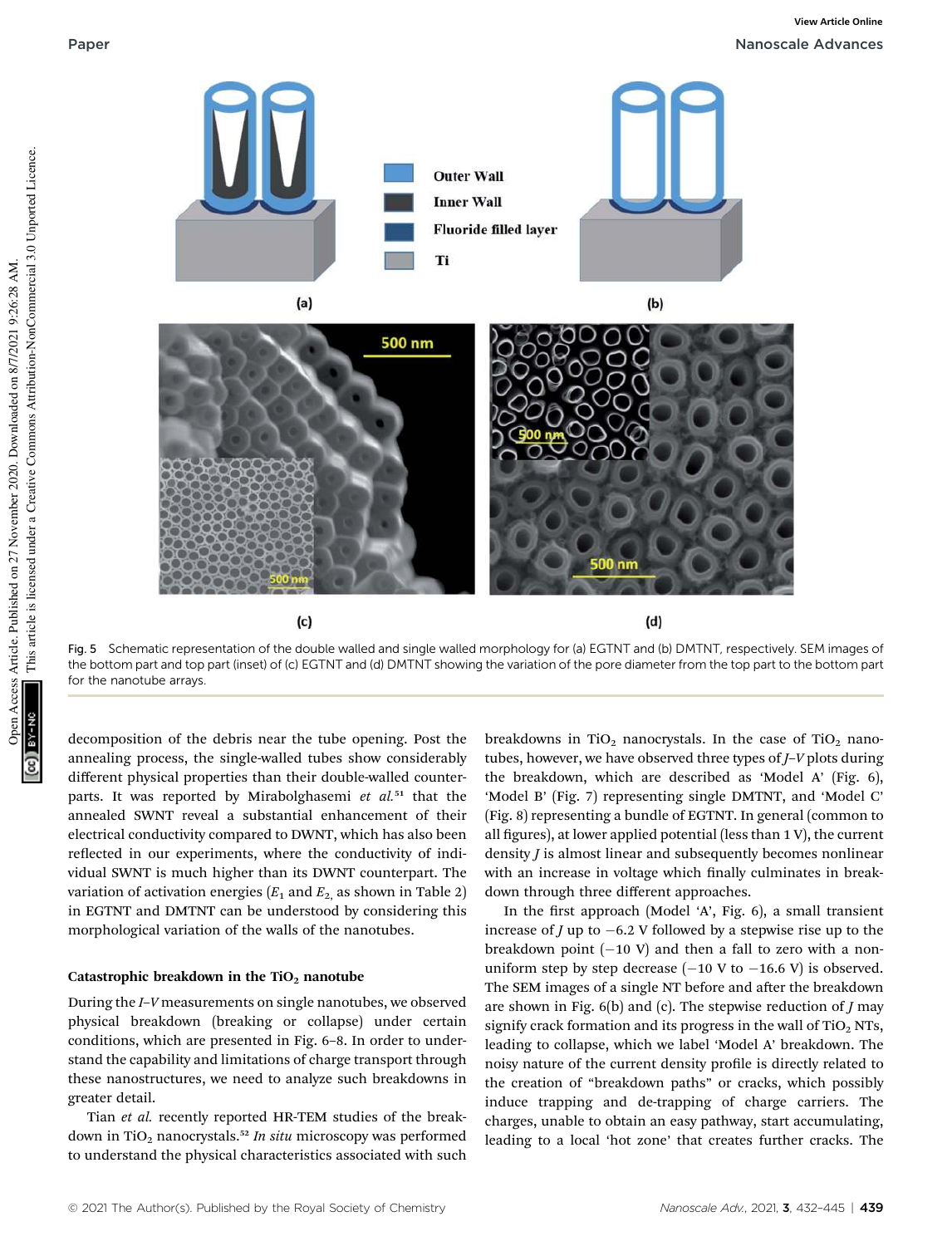Fig. 5 Schematic representation of the double walled and single walled morphology for (a) EGTNT and (b) DMTNT, respectively. SEM images of the bottom part and top part (inset) of (c) EGTNT and (d) DMTNT showing the variation of the pore diameter from the top part to the bottom part for the nanotube arrays.

decomposition of the debris near the tube opening. Post the annealing process, the single-walled tubes show considerably different physical properties than their double-walled counterparts. It was reported by Mirabolghasemi *et al.*[51] that the annealed SWNT reveal a substantial enhancement of their electrical conductivity compared to DWNT, which has also been reflected in our experiments, where the conductivity of individual SWNT is much higher than its DWNT counterpart. The variation of activation energies ($E_1$ and $E_2$, as shown in Table 2) in EGTNT and DMTNT can be understood by considering this morphological variation of the walls of the nanotubes.

### Catastrophic breakdown in the $TiO_2$ nanotube

During the *I–V* measurements on single nanotubes, we observed physical breakdown (breaking or collapse) under certain conditions, which are presented in Fig. 6–8. In order to understand the capability and limitations of charge transport through these nanostructures, we need to analyze such breakdowns in greater detail.

Tian *et al.* recently reported HR-TEM studies of the breakdown in $TiO_2$ nanocrystals.[52] *In situ* microscopy was performed to understand the physical characteristics associated with such breakdowns in $TiO_2$ nanocrystals. In the case of $TiO_2$ nanotubes, however, we have observed three types of *J–V* plots during the breakdown, which are described as 'Model A' (Fig. 6), 'Model B' (Fig. 7) representing single DMTNT, and 'Model C' (Fig. 8) representing a bundle of EGTNT. In general (common to all figures), at lower applied potential (less than 1 V), the current density *J* is almost linear and subsequently becomes nonlinear with an increase in voltage which finally culminates in breakdown through three different approaches.

In the first approach (Model 'A', Fig. 6), a small transient increase of *J* up to −6.2 V followed by a stepwise rise up to the breakdown point (−10 V) and then a fall to zero with a non-uniform step by step decrease (−10 V to −16.6 V) is observed. The SEM images of a single NT before and after the breakdown are shown in Fig. 6(b) and (c). The stepwise reduction of *J* may signify crack formation and its progress in the wall of $TiO_2$ NTs, leading to collapse, which we label 'Model A' breakdown. The noisy nature of the current density profile is directly related to the creation of "breakdown paths" or cracks, which possibly induce trapping and de-trapping of charge carriers. The charges, unable to obtain an easy pathway, start accumulating, leading to a local 'hot zone' that creates further cracks. The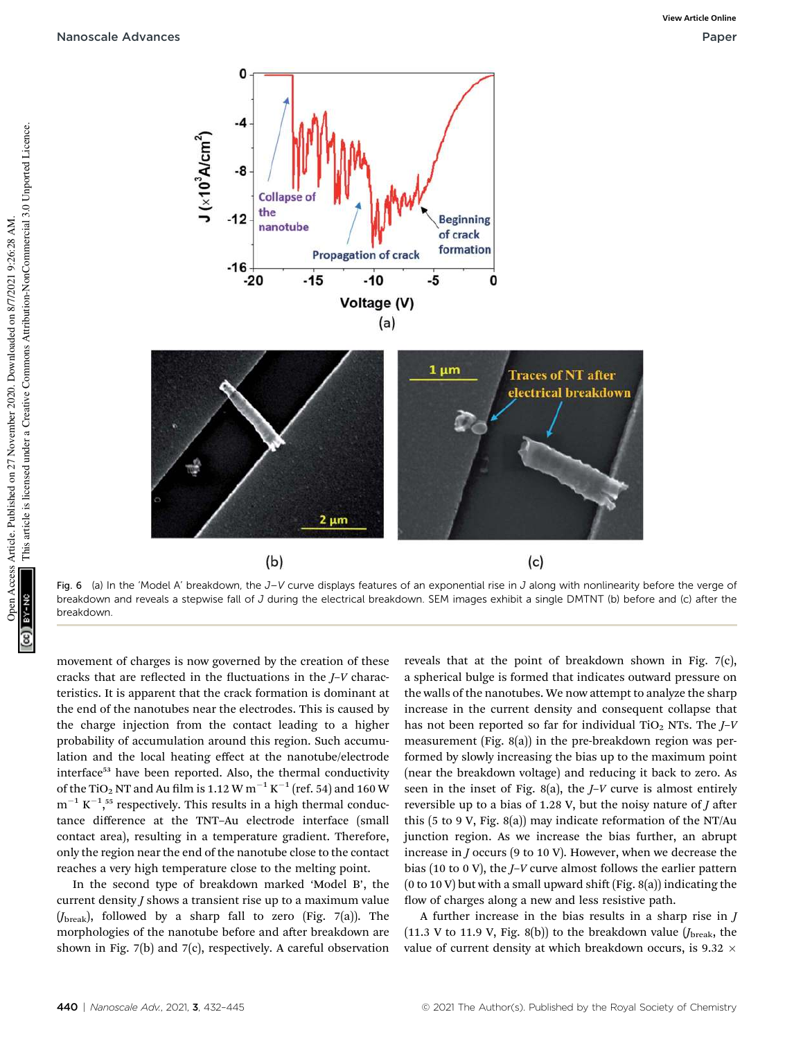Fig. 6 (a) In the 'Model A' breakdown, the $J$–$V$ curve displays features of an exponential rise in $J$ along with nonlinearity before the verge of breakdown and reveals a stepwise fall of $J$ during the electrical breakdown. SEM images exhibit a single DMTNT (b) before and (c) after the breakdown.

movement of charges is now governed by the creation of these cracks that are reflected in the fluctuations in the $J$–$V$ characteristics. It is apparent that the crack formation is dominant at the end of the nanotubes near the electrodes. This is caused by the charge injection from the contact leading to a higher probability of accumulation around this region. Such accumulation and the local heating effect at the nanotube/electrode interface[53] have been reported. Also, the thermal conductivity of the $TiO_2$ NT and Au film is 1.12 W $m^{-1}$ $K^{-1}$ (ref. 54) and 160 W $m^{-1}$ $K^{-1}$,[55] respectively. This results in a high thermal conductance difference at the TNT–Au electrode interface (small contact area), resulting in a temperature gradient. Therefore, only the region near the end of the nanotube close to the contact reaches a very high temperature close to the melting point.

In the second type of breakdown marked 'Model B', the current density $J$ shows a transient rise up to a maximum value ($J_{break}$), followed by a sharp fall to zero (Fig. 7(a)). The morphologies of the nanotube before and after breakdown are shown in Fig. 7(b) and 7(c), respectively. A careful observation reveals that at the point of breakdown shown in Fig. 7(c), a spherical bulge is formed that indicates outward pressure on the walls of the nanotubes. We now attempt to analyze the sharp increase in the current density and consequent collapse that has not been reported so far for individual $TiO_2$ NTs. The $J$–$V$ measurement (Fig. 8(a)) in the pre-breakdown region was performed by slowly increasing the bias up to the maximum point (near the breakdown voltage) and reducing it back to zero. As seen in the inset of Fig. 8(a), the $J$–$V$ curve is almost entirely reversible up to a bias of 1.28 V, but the noisy nature of $J$ after this (5 to 9 V, Fig. 8(a)) may indicate reformation of the NT/Au junction region. As we increase the bias further, an abrupt increase in $J$ occurs (9 to 10 V). However, when we decrease the bias (10 to 0 V), the $J$–$V$ curve almost follows the earlier pattern (0 to 10 V) but with a small upward shift (Fig. 8(a)) indicating the flow of charges along a new and less resistive path.

A further increase in the bias results in a sharp rise in $J$ (11.3 V to 11.9 V, Fig. 8(b)) to the breakdown value ($J_{break}$, the value of current density at which breakdown occurs, is 9.32 ×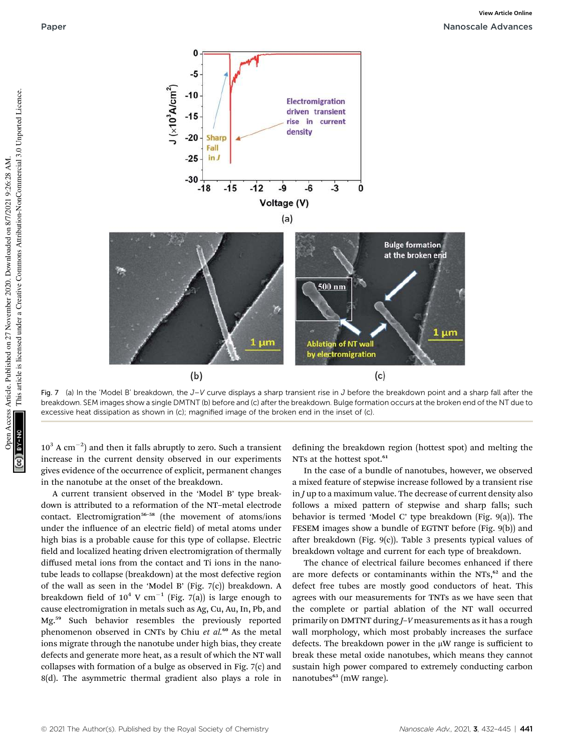Fig. 7 (a) In the 'Model B' breakdown, the $J$–$V$ curve displays a sharp transient rise in $J$ before the breakdown point and a sharp fall after the breakdown. SEM images show a single DMTNT (b) before and (c) after the breakdown. Bulge formation occurs at the broken end of the NT due to excessive heat dissipation as shown in (c); magnified image of the broken end in the inset of (c).

$10^3$ A cm$^{-2}$) and then it falls abruptly to zero. Such a transient increase in the current density observed in our experiments gives evidence of the occurrence of explicit, permanent changes in the nanotube at the onset of the breakdown.

A current transient observed in the 'Model B' type breakdown is attributed to a reformation of the NT–metal electrode contact. Electromigration[56–58] (the movement of atoms/ions under the influence of an electric field) of metal atoms under high bias is a probable cause for this type of collapse. Electric field and localized heating driven electromigration of thermally diffused metal ions from the contact and Ti ions in the nanotube leads to collapse (breakdown) at the most defective region of the wall as seen in the 'Model B' (Fig. 7(c)) breakdown. A breakdown field of $10^4$ V cm$^{-1}$ (Fig. 7(a)) is large enough to cause electromigration in metals such as Ag, Cu, Au, In, Pb, and Mg.[59] Such behavior resembles the previously reported phenomenon observed in CNTs by Chiu *et al.*[60] As the metal ions migrate through the nanotube under high bias, they create defects and generate more heat, as a result of which the NT wall collapses with formation of a bulge as observed in Fig. 7(c) and 8(d). The asymmetric thermal gradient also plays a role in defining the breakdown region (hottest spot) and melting the NTs at the hottest spot.[61]

In the case of a bundle of nanotubes, however, we observed a mixed feature of stepwise increase followed by a transient rise in $J$ up to a maximum value. The decrease of current density also follows a mixed pattern of stepwise and sharp falls; such behavior is termed 'Model C' type breakdown (Fig. 9(a)). The FESEM images show a bundle of EGTNT before (Fig. 9(b)) and after breakdown (Fig. 9(c)). Table 3 presents typical values of breakdown voltage and current for each type of breakdown.

The chance of electrical failure becomes enhanced if there are more defects or contaminants within the NTs,[62] and the defect free tubes are mostly good conductors of heat. This agrees with our measurements for TNTs as we have seen that the complete or partial ablation of the NT wall occurred primarily on DMTNT during $J$–$V$ measurements as it has a rough wall morphology, which most probably increases the surface defects. The breakdown power in the μW range is sufficient to break these metal oxide nanotubes, which means they cannot sustain high power compared to extremely conducting carbon nanotubes[63] (mW range).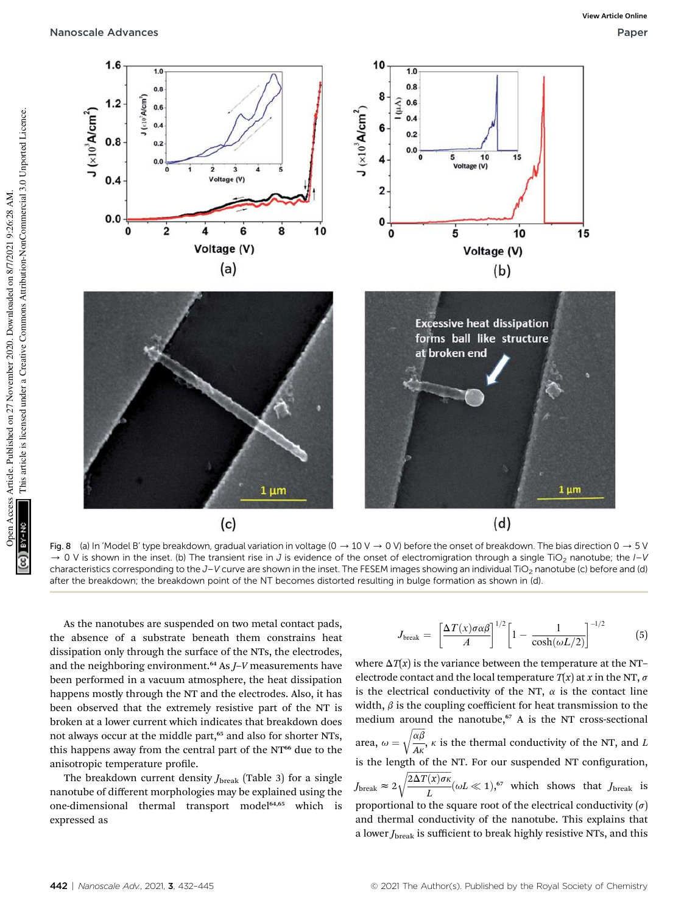Fig. 8 (a) In 'Model B' type breakdown, gradual variation in voltage (0 → 10 V → 0 V) before the onset of breakdown. The bias direction 0 → 5 V → 0 V is shown in the inset. (b) The transient rise in $J$ is evidence of the onset of electromigration through a single $TiO_2$ nanotube; the $I$–$V$ characteristics corresponding to the $J$–$V$ curve are shown in the inset. The FESEM images showing an individual $TiO_2$ nanotube (c) before and (d) after the breakdown; the breakdown point of the NT becomes distorted resulting in bulge formation as shown in (d).

As the nanotubes are suspended on two metal contact pads, the absence of a substrate beneath them constrains heat dissipation only through the surface of the NTs, the electrodes, and the neighboring environment.[64] As $J$–$V$ measurements have been performed in a vacuum atmosphere, the heat dissipation happens mostly through the NT and the electrodes. Also, it has been observed that the extremely resistive part of the NT is broken at a lower current which indicates that breakdown does not always occur at the middle part,[65] and also for shorter NTs, this happens away from the central part of the NT[66] due to the anisotropic temperature profile.

The breakdown current density $J_{break}$ (Table 3) for a single nanotube of different morphologies may be explained using the one-dimensional thermal transport model[64,65] which is expressed as

$$J_{break} = \left[\frac{\Delta T(x)\sigma\alpha\beta}{A}\right]^{1/2}\left[1 - \frac{1}{\cosh(\omega L/2)}\right]^{-1/2} \tag{5}$$

where $\Delta T(x)$ is the variance between the temperature at the NT–electrode contact and the local temperature $T(x)$ at $x$ in the NT, $\sigma$ is the electrical conductivity of the NT, $\alpha$ is the contact line width, $\beta$ is the coupling coefficient for heat transmission to the medium around the nanotube,[67] A is the NT cross-sectional area, $\omega = \sqrt{\frac{\alpha\beta}{A\kappa}}$, $\kappa$ is the thermal conductivity of the NT, and $L$ is the length of the NT. For our suspended NT configuration, $J_{break} \approx 2\sqrt{\frac{2\Delta T(x)\sigma\kappa}{L}}(\omega L \ll 1)$,[67] which shows that $J_{break}$ is proportional to the square root of the electrical conductivity ($\sigma$) and thermal conductivity of the nanotube. This explains that a lower $J_{break}$ is sufficient to break highly resistive NTs, and this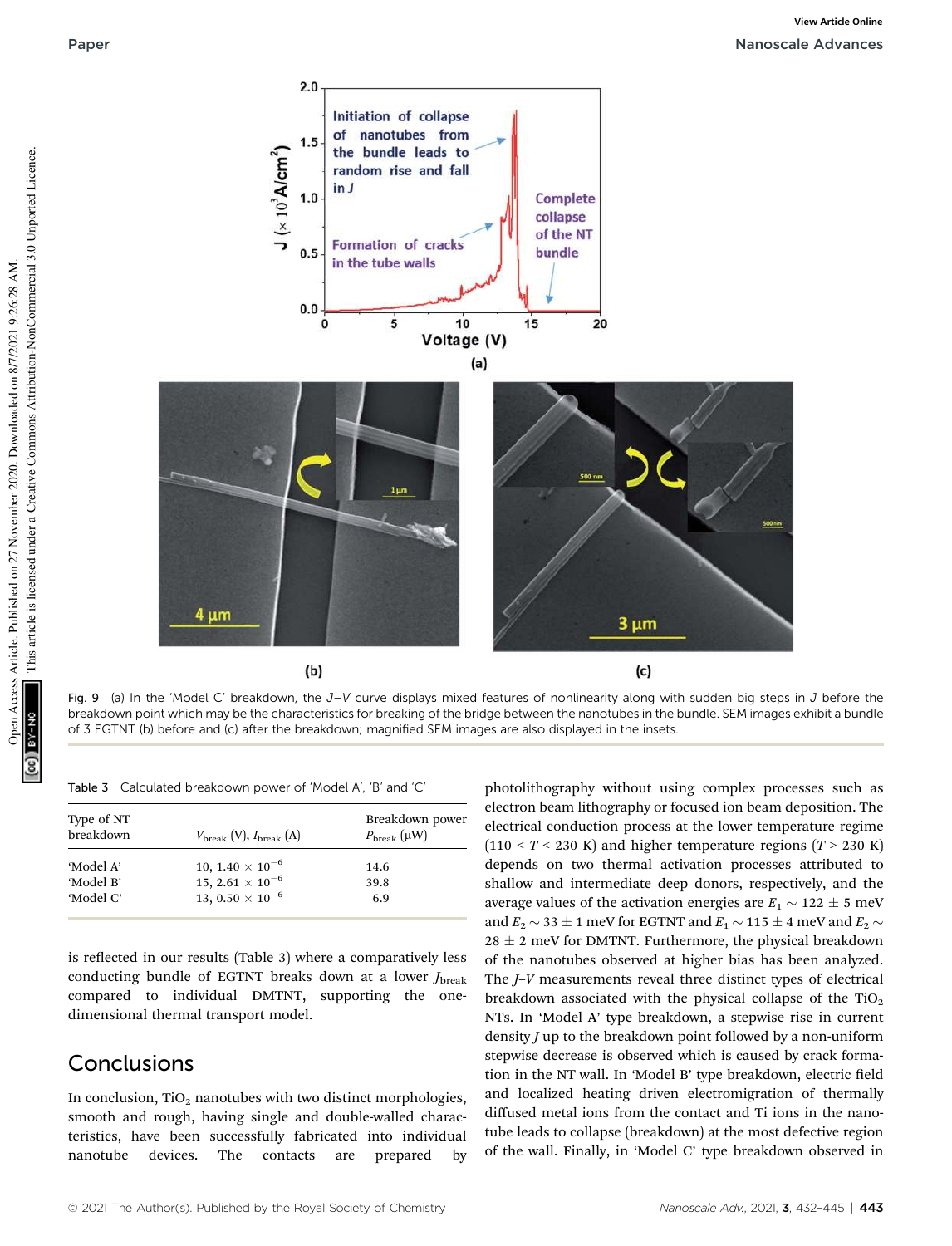Fig. 9 (a) In the 'Model C' breakdown, the $J$–$V$ curve displays mixed features of nonlinearity along with sudden big steps in $J$ before the breakdown point which may be the characteristics for breaking of the bridge between the nanotubes in the bundle. SEM images exhibit a bundle of 3 EGTNT (b) before and (c) after the breakdown; magnified SEM images are also displayed in the insets.

Table 3 Calculated breakdown power of 'Model A', 'B' and 'C'

| Type of NT breakdown | $V_{break}$ (V), $I_{break}$ (A) | Breakdown power $P_{break}$ (μW) |
| --- | --- | --- |
| 'Model A' | 10, $1.40 \times 10^{-6}$ | 14.6 |
| 'Model B' | 15, $2.61 \times 10^{-6}$ | 39.8 |
| 'Model C' | 13, $0.50 \times 10^{-6}$ | 6.9 |

is reflected in our results (Table 3) where a comparatively less conducting bundle of EGTNT breaks down at a lower $J_{break}$ compared to individual DMTNT, supporting the one-dimensional thermal transport model.

## Conclusions

In conclusion, $TiO_2$ nanotubes with two distinct morphologies, smooth and rough, having single and double-walled characteristics, have been successfully fabricated into individual nanotube devices. The contacts are prepared by photolithography without using complex processes such as electron beam lithography or focused ion beam deposition. The electrical conduction process at the lower temperature regime ($110 < T < 230$ K) and higher temperature regions ($T > 230$ K) depends on two thermal activation processes attributed to shallow and intermediate deep donors, respectively, and the average values of the activation energies are $E_1 \sim 122 \pm 5$ meV and $E_2 \sim 33 \pm 1$ meV for EGTNT and $E_1 \sim 115 \pm 4$ meV and $E_2 \sim 28 \pm 2$ meV for DMTNT. Furthermore, the physical breakdown of the nanotubes observed at higher bias has been analyzed. The $J$–$V$ measurements reveal three distinct types of electrical breakdown associated with the physical collapse of the $TiO_2$ NTs. In 'Model A' type breakdown, a stepwise rise in current density $J$ up to the breakdown point followed by a non-uniform stepwise decrease is observed which is caused by crack formation in the NT wall. In 'Model B' type breakdown, electric field and localized heating driven electromigration of thermally diffused metal ions from the contact and Ti ions in the nanotube leads to collapse (breakdown) at the most defective region of the wall. Finally, in 'Model C' type breakdown observed in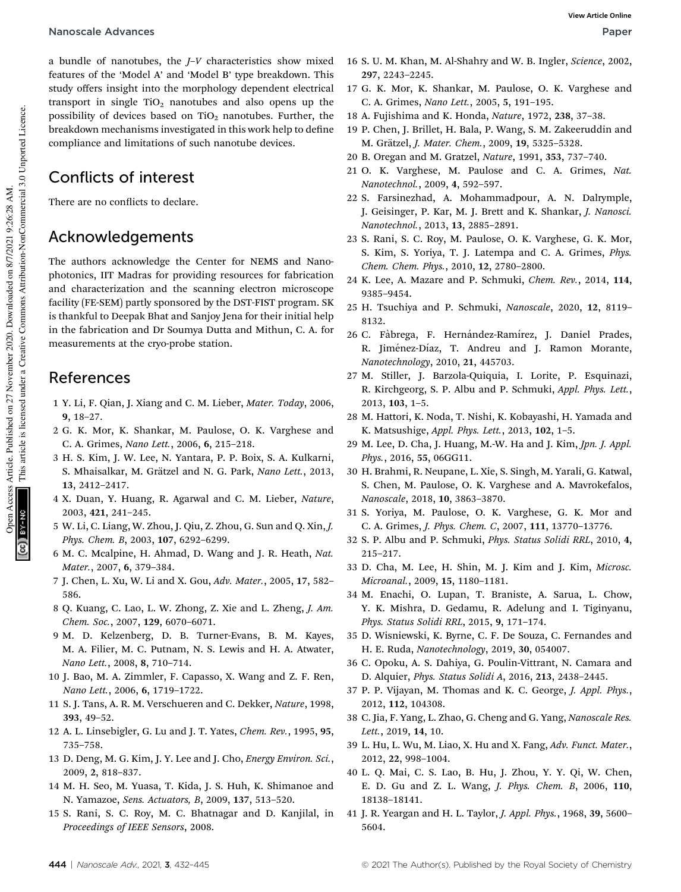a bundle of nanotubes, the *J–V* characteristics show mixed features of the 'Model A' and 'Model B' type breakdown. This study offers insight into the morphology dependent electrical transport in single $TiO_2$ nanotubes and also opens up the possibility of devices based on $TiO_2$ nanotubes. Further, the breakdown mechanisms investigated in this work help to define compliance and limitations of such nanotube devices.

## Conflicts of interest

There are no conflicts to declare.

## Acknowledgements

The authors acknowledge the Center for NEMS and Nano-photonics, IIT Madras for providing resources for fabrication and characterization and the scanning electron microscope facility (FE-SEM) partly sponsored by the DST-FIST program. SK is thankful to Deepak Bhat and Sanjoy Jena for their initial help in the fabrication and Dr Soumya Dutta and Mithun, C. A. for measurements at the cryo-probe station.

## References

1 Y. Li, F. Qian, J. Xiang and C. M. Lieber, *Mater. Today*, 2006, **9**, 18–27.
2 G. K. Mor, K. Shankar, M. Paulose, O. K. Varghese and C. A. Grimes, *Nano Lett.*, 2006, **6**, 215–218.
3 H. S. Kim, J. W. Lee, N. Yantara, P. P. Boix, S. A. Kulkarni, S. Mhaisalkar, M. Grätzel and N. G. Park, *Nano Lett.*, 2013, **13**, 2412–2417.
4 X. Duan, Y. Huang, R. Agarwal and C. M. Lieber, *Nature*, 2003, **421**, 241–245.
5 W. Li, C. Liang, W. Zhou, J. Qiu, Z. Zhou, G. Sun and Q. Xin, *J. Phys. Chem. B*, 2003, **107**, 6292–6299.
6 M. C. Mcalpine, H. Ahmad, D. Wang and J. R. Heath, *Nat. Mater.*, 2007, **6**, 379–384.
7 J. Chen, L. Xu, W. Li and X. Gou, *Adv. Mater.*, 2005, **17**, 582–586.
8 Q. Kuang, C. Lao, L. W. Zhong, Z. Xie and L. Zheng, *J. Am. Chem. Soc.*, 2007, **129**, 6070–6071.
9 M. D. Kelzenberg, D. B. Turner-Evans, B. M. Kayes, M. A. Filier, M. C. Putnam, N. S. Lewis and H. A. Atwater, *Nano Lett.*, 2008, **8**, 710–714.
10 J. Bao, M. A. Zimmler, F. Capasso, X. Wang and Z. F. Ren, *Nano Lett.*, 2006, **6**, 1719–1722.
11 S. J. Tans, A. R. M. Verschueren and C. Dekker, *Nature*, 1998, **393**, 49–52.
12 A. L. Linsebigler, G. Lu and J. T. Yates, *Chem. Rev.*, 1995, **95**, 735–758.
13 D. Deng, M. G. Kim, J. Y. Lee and J. Cho, *Energy Environ. Sci.*, 2009, **2**, 818–837.
14 M. H. Seo, M. Yuasa, T. Kida, J. S. Huh, K. Shimanoe and N. Yamazoe, *Sens. Actuators, B*, 2009, **137**, 513–520.
15 S. Rani, S. C. Roy, M. C. Bhatnagar and D. Kanjilal, in *Proceedings of IEEE Sensors*, 2008.
16 S. U. M. Khan, M. Al-Shahry and W. B. Ingler, *Science*, 2002, **297**, 2243–2245.
17 G. K. Mor, K. Shankar, M. Paulose, O. K. Varghese and C. A. Grimes, *Nano Lett.*, 2005, **5**, 191–195.
18 A. Fujishima and K. Honda, *Nature*, 1972, **238**, 37–38.
19 P. Chen, J. Brillet, H. Bala, P. Wang, S. M. Zakeeruddin and M. Grätzel, *J. Mater. Chem.*, 2009, **19**, 5325–5328.
20 B. Oregan and M. Gratzel, *Nature*, 1991, **353**, 737–740.
21 O. K. Varghese, M. Paulose and C. A. Grimes, *Nat. Nanotechnol.*, 2009, **4**, 592–597.
22 S. Farsinezhad, A. Mohammadpour, A. N. Dalrymple, J. Geisinger, P. Kar, M. J. Brett and K. Shankar, *J. Nanosci. Nanotechnol.*, 2013, **13**, 2885–2891.
23 S. Rani, S. C. Roy, M. Paulose, O. K. Varghese, G. K. Mor, S. Kim, S. Yoriya, T. J. Latempa and C. A. Grimes, *Phys. Chem. Chem. Phys.*, 2010, **12**, 2780–2800.
24 K. Lee, A. Mazare and P. Schmuki, *Chem. Rev.*, 2014, **114**, 9385–9454.
25 H. Tsuchiya and P. Schmuki, *Nanoscale*, 2020, **12**, 8119–8132.
26 C. Fàbrega, F. Hernández-Ramírez, J. Daniel Prades, R. Jiménez-Díaz, T. Andreu and J. Ramon Morante, *Nanotechnology*, 2010, **21**, 445703.
27 M. Stiller, J. Barzola-Quiquia, I. Lorite, P. Esquinazi, R. Kirchgeorg, S. P. Albu and P. Schmuki, *Appl. Phys. Lett.*, 2013, **103**, 1–5.
28 M. Hattori, K. Noda, T. Nishi, K. Kobayashi, H. Yamada and K. Matsushige, *Appl. Phys. Lett.*, 2013, **102**, 1–5.
29 M. Lee, D. Cha, J. Huang, M.-W. Ha and J. Kim, *Jpn. J. Appl. Phys.*, 2016, **55**, 06GG11.
30 H. Brahmi, R. Neupane, L. Xie, S. Singh, M. Yarali, G. Katwal, S. Chen, M. Paulose, O. K. Varghese and A. Mavrokefalos, *Nanoscale*, 2018, **10**, 3863–3870.
31 S. Yoriya, M. Paulose, O. K. Varghese, G. K. Mor and C. A. Grimes, *J. Phys. Chem. C*, 2007, **111**, 13770–13776.
32 S. P. Albu and P. Schmuki, *Phys. Status Solidi RRL*, 2010, **4**, 215–217.
33 D. Cha, M. Lee, H. Shin, M. J. Kim and J. Kim, *Microsc. Microanal.*, 2009, **15**, 1180–1181.
34 M. Enachi, O. Lupan, T. Braniste, A. Sarua, L. Chow, Y. K. Mishra, D. Gedamu, R. Adelung and I. Tiginyanu, *Phys. Status Solidi RRL*, 2015, **9**, 171–174.
35 D. Wisniewski, K. Byrne, C. F. De Souza, C. Fernandes and H. E. Ruda, *Nanotechnology*, 2019, **30**, 054007.
36 C. Opoku, A. S. Dahiya, G. Poulin-Vittrant, N. Camara and D. Alquier, *Phys. Status Solidi A*, 2016, **213**, 2438–2445.
37 P. P. Vijayan, M. Thomas and K. C. George, *J. Appl. Phys.*, 2012, **112**, 104308.
38 C. Jia, F. Yang, L. Zhao, G. Cheng and G. Yang, *Nanoscale Res. Lett.*, 2019, **14**, 10.
39 L. Hu, L. Wu, M. Liao, X. Hu and X. Fang, *Adv. Funct. Mater.*, 2012, **22**, 998–1004.
40 L. Q. Mai, C. S. Lao, B. Hu, J. Zhou, Y. Y. Qi, W. Chen, E. D. Gu and Z. L. Wang, *J. Phys. Chem. B*, 2006, **110**, 18138–18141.
41 J. R. Yeargan and H. L. Taylor, *J. Appl. Phys.*, 1968, **39**, 5600–5604.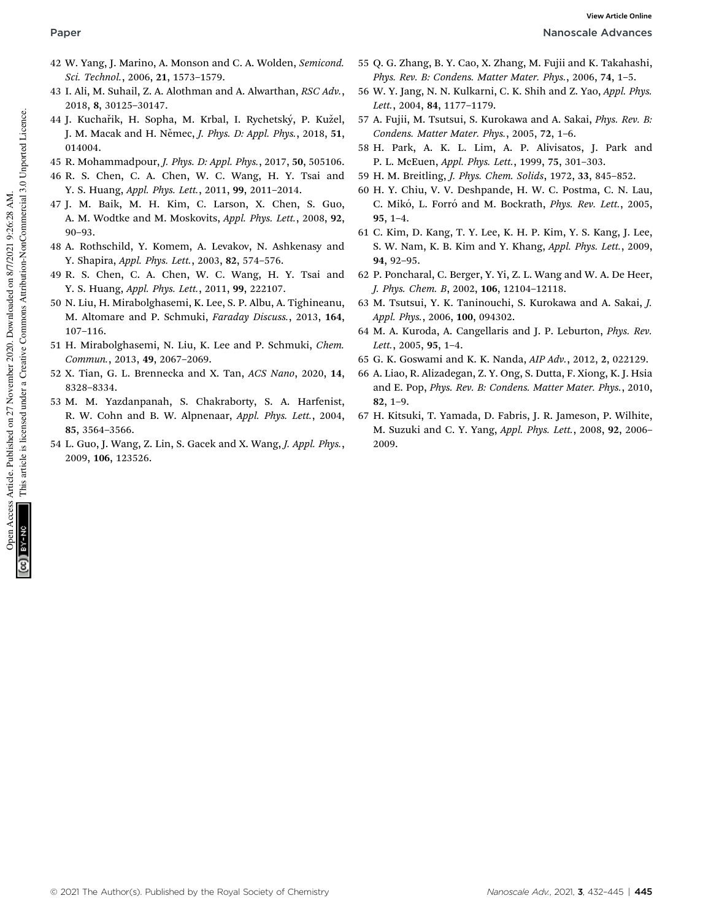42 W. Yang, J. Marino, A. Monson and C. A. Wolden, *Semicond. Sci. Technol.*, 2006, **21**, 1573–1579.

43 I. Ali, M. Suhail, Z. A. Alothman and A. Alwarthan, *RSC Adv.*, 2018, **8**, 30125–30147.

44 J. Kuchařík, H. Sopha, M. Krbal, I. Rychetský, P. Kužel, J. M. Macak and H. Němec, *J. Phys. D: Appl. Phys.*, 2018, **51**, 014004.

45 R. Mohammadpour, *J. Phys. D: Appl. Phys.*, 2017, **50**, 505106.

46 R. S. Chen, C. A. Chen, W. C. Wang, H. Y. Tsai and Y. S. Huang, *Appl. Phys. Lett.*, 2011, **99**, 2011–2014.

47 J. M. Baik, M. H. Kim, C. Larson, X. Chen, S. Guo, A. M. Wodtke and M. Moskovits, *Appl. Phys. Lett.*, 2008, **92**, 90–93.

48 A. Rothschild, Y. Komem, A. Levakov, N. Ashkenasy and Y. Shapira, *Appl. Phys. Lett.*, 2003, **82**, 574–576.

49 R. S. Chen, C. A. Chen, W. C. Wang, H. Y. Tsai and Y. S. Huang, *Appl. Phys. Lett.*, 2011, **99**, 222107.

50 N. Liu, H. Mirabolghasemi, K. Lee, S. P. Albu, A. Tighineanu, M. Altomare and P. Schmuki, *Faraday Discuss.*, 2013, **164**, 107–116.

51 H. Mirabolghasemi, N. Liu, K. Lee and P. Schmuki, *Chem. Commun.*, 2013, **49**, 2067–2069.

52 X. Tian, G. L. Brennecka and X. Tan, *ACS Nano*, 2020, **14**, 8328–8334.

53 M. M. Yazdanpanah, S. Chakraborty, S. A. Harfenist, R. W. Cohn and B. W. Alpnenaar, *Appl. Phys. Lett.*, 2004, **85**, 3564–3566.

54 L. Guo, J. Wang, Z. Lin, S. Gacek and X. Wang, *J. Appl. Phys.*, 2009, **106**, 123526.

55 Q. G. Zhang, B. Y. Cao, X. Zhang, M. Fujii and K. Takahashi, *Phys. Rev. B: Condens. Matter Mater. Phys.*, 2006, **74**, 1–5.

56 W. Y. Jang, N. N. Kulkarni, C. K. Shih and Z. Yao, *Appl. Phys. Lett.*, 2004, **84**, 1177–1179.

57 A. Fujii, M. Tsutsui, S. Kurokawa and A. Sakai, *Phys. Rev. B: Condens. Matter Mater. Phys.*, 2005, **72**, 1–6.

58 H. Park, A. K. L. Lim, A. P. Alivisatos, J. Park and P. L. McEuen, *Appl. Phys. Lett.*, 1999, **75**, 301–303.

59 H. M. Breitling, *J. Phys. Chem. Solids*, 1972, **33**, 845–852.

60 H. Y. Chiu, V. V. Deshpande, H. W. C. Postma, C. N. Lau, C. Mikó, L. Forró and M. Bockrath, *Phys. Rev. Lett.*, 2005, **95**, 1–4.

61 C. Kim, D. Kang, T. Y. Lee, K. H. P. Kim, Y. S. Kang, J. Lee, S. W. Nam, K. B. Kim and Y. Khang, *Appl. Phys. Lett.*, 2009, **94**, 92–95.

62 P. Poncharal, C. Berger, Y. Yi, Z. L. Wang and W. A. De Heer, *J. Phys. Chem. B*, 2002, **106**, 12104–12118.

63 M. Tsutsui, Y. K. Taninouchi, S. Kurokawa and A. Sakai, *J. Appl. Phys.*, 2006, **100**, 094302.

64 M. A. Kuroda, A. Cangellaris and J. P. Leburton, *Phys. Rev. Lett.*, 2005, **95**, 1–4.

65 G. K. Goswami and K. K. Nanda, *AIP Adv.*, 2012, **2**, 022129.

66 A. Liao, R. Alizadegan, Z. Y. Ong, S. Dutta, F. Xiong, K. J. Hsia and E. Pop, *Phys. Rev. B: Condens. Matter Mater. Phys.*, 2010, **82**, 1–9.

67 H. Kitsuki, T. Yamada, D. Fabris, J. R. Jameson, P. Wilhite, M. Suzuki and C. Y. Yang, *Appl. Phys. Lett.*, 2008, **92**, 2006–2009.